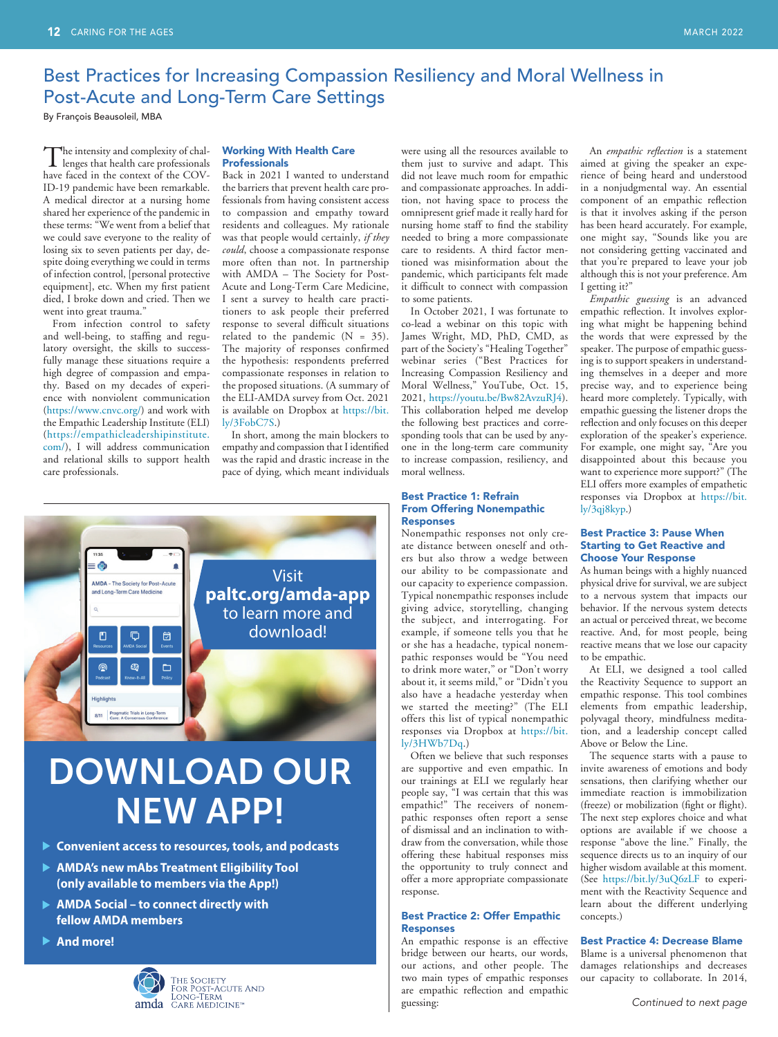# Best Practices for Increasing Compassion Resiliency and Moral Wellness in Post-Acute and Long-Term Care Settings

By François Beausoleil, MBA

The intensity and complexity of challenges that health care professionals have faced in the context of the COVID-19 pandemic have been remarkable. A medical director at a nursing home shared her experience of the pandemic in these terms: "We went from a belief that we could save everyone to the reality of losing six to seven patients per day, despite doing everything we could in terms of infection control, [personal protective equipment], etc. When my first patient died, I broke down and cried. Then we went into great trauma."

From infection control to safety and well-being, to staffing and regulatory oversight, the skills to successfully manage these situations require a high degree of compassion and empathy. Based on my decades of experience with nonviolent communication (https://www.cnvc.org/) and work with the Empathic Leadership Institute (ELI) (https://empathicleadershipinstitute.com/), I will address communication and relational skills to support health care professionals.

## Working With Health Care Professionals

Back in 2021 I wanted to understand the barriers that prevent health care professionals from having consistent access to compassion and empathy toward residents and colleagues. My rationale was that people would certainly, *if they could*, choose a compassionate response more often than not. In partnership with AMDA – The Society for Post-Acute and Long-Term Care Medicine, I sent a survey to health care practitioners to ask people their preferred response to several difficult situations related to the pandemic (N = 35). The majority of responses confirmed the hypothesis: respondents preferred compassionate responses in relation to the proposed situations. (A summary of the ELI-AMDA survey from Oct. 2021 is available on Dropbox at https://bit.ly/3FobC7S.)

In short, among the main blockers to empathy and compassion that I identified was the rapid and drastic increase in the pace of dying, which meant individuals were using all the resources available to them just to survive and adapt. This did not leave much room for empathic and compassionate approaches. In addition, not having space to process the omnipresent grief made it really hard for nursing home staff to find the stability needed to bring a more compassionate care to residents. A third factor mentioned was misinformation about the pandemic, which participants felt made it difficult to connect with compassion to some patients.

In October 2021, I was fortunate to co-lead a webinar on this topic with James Wright, MD, PhD, CMD, as part of the Society's "Healing Together" webinar series ("Best Practices for Increasing Compassion Resiliency and Moral Wellness," YouTube, Oct. 15, 2021, https://youtu.be/Bw82AvzuRJ4). This collaboration helped me develop the following best practices and corresponding tools that can be used by anyone in the long-term care community to increase compassion, resiliency, and moral wellness.

## Best Practice 1: Refrain From Offering Nonempathic Responses

Nonempathic responses not only create distance between oneself and others but also throw a wedge between our ability to be compassionate and our capacity to experience compassion. Typical nonempathic responses include giving advice, storytelling, changing the subject, and interrogating. For example, if someone tells you that he or she has a headache, typical nonempathic responses would be "You need to drink more water," or "Don't worry about it, it seems mild," or "Didn't you also have a headache yesterday when we started the meeting?" (The ELI offers this list of typical nonempathic responses via Dropbox at https://bit.ly/3HWb7Dq.)

Often we believe that such responses are supportive and even empathic. In our trainings at ELI we regularly hear people say, "I was certain that this was empathic!" The receivers of nonempathic responses often report a sense of dismissal and an inclination to withdraw from the conversation, while those offering these habitual responses miss the opportunity to truly connect and offer a more appropriate compassionate response.

## Best Practice 2: Offer Empathic Responses

An empathic response is an effective bridge between our hearts, our words, our actions, and other people. The two main types of empathic responses are empathic reflection and empathic guessing:

An *empathic reflection* is a statement aimed at giving the speaker an experience of being heard and understood in a nonjudgmental way. An essential component of an empathic reflection is that it involves asking if the person has been heard accurately. For example, one might say, "Sounds like you are not considering getting vaccinated and that you're prepared to leave your job although this is not your preference. Am I getting it?"

*Empathic guessing* is an advanced empathic reflection. It involves exploring what might be happening behind the words that were expressed by the speaker. The purpose of empathic guessing is to support speakers in understanding themselves in a deeper and more precise way, and to experience being heard more completely. Typically, with empathic guessing the listener drops the reflection and only focuses on this deeper exploration of the speaker's experience. For example, one might say, "Are you disappointed about this because you want to experience more support?" (The ELI offers more examples of empathetic responses via Dropbox at https://bit.ly/3qj8kyp.)

## Best Practice 3: Pause When Starting to Get Reactive and Choose Your Response

As human beings with a highly nuanced physical drive for survival, we are subject to a nervous system that impacts our behavior. If the nervous system detects an actual or perceived threat, we become reactive. And, for most people, being reactive means that we lose our capacity to be empathic.

At ELI, we designed a tool called the Reactivity Sequence to support an empathic response. This tool combines elements from empathic leadership, polyvagal theory, mindfulness meditation, and a leadership concept called Above or Below the Line.

The sequence starts with a pause to invite awareness of emotions and body sensations, then clarifying whether our immediate reaction is immobilization (freeze) or mobilization (fight or flight). The next step explores choice and what options are available if we choose a response "above the line." Finally, the sequence directs us to an inquiry of our higher wisdom available at this moment. (See https://bit.ly/3uQ6zLF to experiment with the Reactivity Sequence and learn about the different underlying concepts.)

## Best Practice 4: Decrease Blame

Blame is a universal phenomenon that damages relationships and decreases our capacity to collaborate. In 2014,

*Continued to next page*

---

Visit **paltc.org/amda-app** to learn more and download!

# DOWNLOAD OUR NEW APP!

- **Convenient access to resources, tools, and podcasts**
- **AMDA's new mAbs Treatment Eligibility Tool (only available to members via the App!)**
- **AMDA Social – to connect directly with fellow AMDA members**
- **And more!**

amda — The Society for Post-Acute and Long-Term Care Medicine™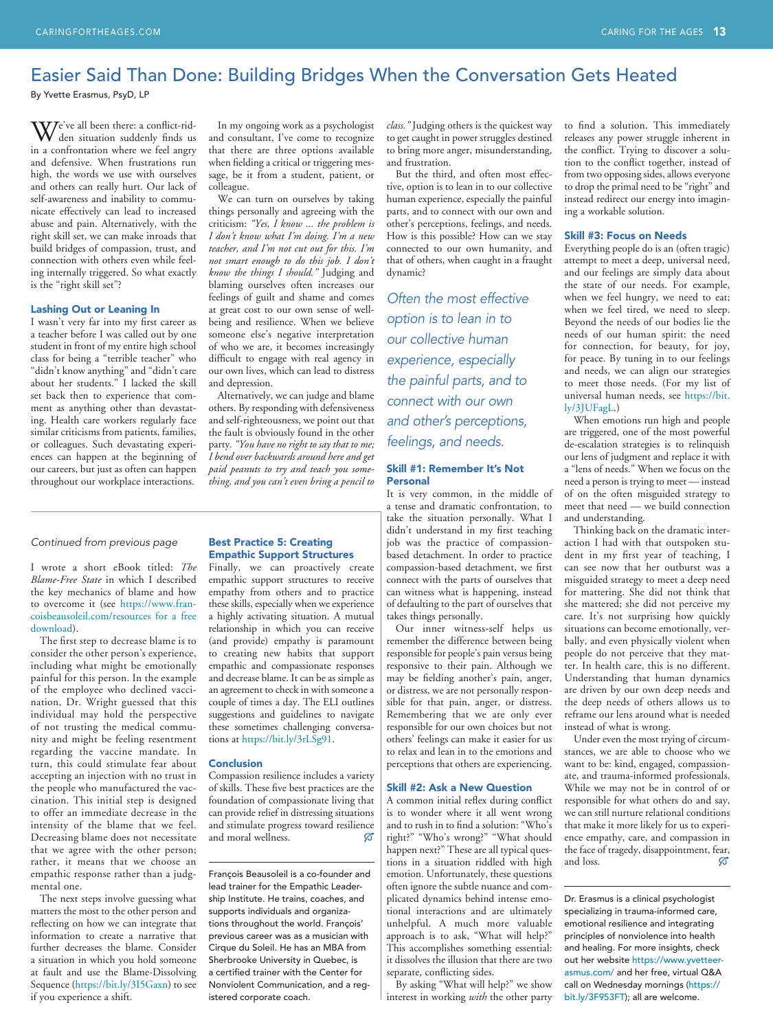# Easier Said Than Done: Building Bridges When the Conversation Gets Heated

By Yvette Erasmus, PsyD, LP

We've all been there: a conflict-ridden situation suddenly finds us in a confrontation where we feel angry and defensive. When frustrations run high, the words we use with ourselves and others can really hurt. Our lack of self-awareness and inability to communicate effectively can lead to increased abuse and pain. Alternatively, with the right skill set, we can make inroads that build bridges of compassion, trust, and connection with others even while feeling internally triggered. So what exactly is the "right skill set"?

## Lashing Out or Leaning In

I wasn't very far into my first career as a teacher before I was called out by one student in front of my entire high school class for being a "terrible teacher" who "didn't know anything" and "didn't care about her students." I lacked the skill set back then to experience that comment as anything other than devastating. Health care workers regularly face similar criticisms from patients, families, or colleagues. Such devastating experiences can happen at the beginning of our careers, but just as often can happen throughout our workplace interactions.

In my ongoing work as a psychologist and consultant, I've come to recognize that there are three options available when fielding a critical or triggering message, be it from a student, patient, or colleague.

We can turn on ourselves by taking things personally and agreeing with the criticism: *"Yes, I know ... the problem is I don't know what I'm doing. I'm a new teacher, and I'm not cut out for this. I'm not smart enough to do this job. I don't know the things I should."* Judging and blaming ourselves often increases our feelings of guilt and shame and comes at great cost to our own sense of well-being and resilience. When we believe someone else's negative interpretation of who we are, it becomes increasingly difficult to engage with real agency in our own lives, which can lead to distress and depression.

Alternatively, we can judge and blame others. By responding with defensiveness and self-righteousness, we point out that the fault is obviously found in the other party. *"You have no right to say that to me; I bend over backwards around here and get paid peanuts to try and teach you something, and you can't even bring a pencil to class."* Judging others is the quickest way to get caught in power struggles destined to bring more anger, misunderstanding, and frustration.

But the third, and often most effective, option is to lean in to our collective human experience, especially the painful parts, and to connect with our own and other's perceptions, feelings, and needs. How is this possible? How can we stay connected to our own humanity, and that of others, when caught in a fraught dynamic?

*Often the most effective option is to lean in to our collective human experience, especially the painful parts, and to connect with our own and other's perceptions, feelings, and needs.*

## Skill #1: Remember It's Not Personal

It is very common, in the middle of a tense and dramatic confrontation, to take the situation personally. What I didn't understand in my first teaching job was the practice of compassion-based detachment. In order to practice compassion-based detachment, we first connect with the parts of ourselves that can witness what is happening, instead of defaulting to the part of ourselves that takes things personally.

Our inner witness-self helps us remember the difference between being responsible for people's pain versus being responsive to their pain. Although we may be fielding another's pain, anger, or distress, we are not personally responsible for that pain, anger, or distress. Remembering that we are only ever responsible for our own choices but not others' feelings can make it easier for us to relax and lean in to the emotions and perceptions that others are experiencing.

## Skill #2: Ask a New Question

A common initial reflex during conflict is to wonder where it all went wrong and to rush in to find a solution: "Who's right?" "Who's wrong?" "What should happen next?" These are all typical questions in a situation riddled with high emotion. Unfortunately, these questions often ignore the subtle nuance and complicated dynamics behind intense emotional interactions and are ultimately unhelpful. A much more valuable approach is to ask, "What will help?" This accomplishes something essential: it dissolves the illusion that there are two separate, conflicting sides.

By asking "What will help?" we show interest in working *with* the other party to find a solution. This immediately releases any power struggle inherent in the conflict. Trying to discover a solution to the conflict together, instead of from two opposing sides, allows everyone to drop the primal need to be "right" and instead redirect our energy into imagining a workable solution.

## Skill #3: Focus on Needs

Everything people do is an (often tragic) attempt to meet a deep, universal need, and our feelings are simply data about the state of our needs. For example, when we feel hungry, we need to eat; when we feel tired, we need to sleep. Beyond the needs of our bodies lie the needs of our human spirit: the need for connection, for beauty, for joy, for peace. By tuning in to our feelings and needs, we can align our strategies to meet those needs. (For my list of universal human needs, see https://bit.ly/3JUFagL.)

When emotions run high and people are triggered, one of the most powerful de-escalation strategies is to relinquish our lens of judgment and replace it with a "lens of needs." When we focus on the need a person is trying to meet — instead of on the often misguided strategy to meet that need — we build connection and understanding.

Thinking back on the dramatic interaction I had with that outspoken student in my first year of teaching, I can see now that her outburst was a misguided strategy to meet a deep need for mattering. She did not think that she mattered; she did not perceive my care. It's not surprising how quickly situations can become emotionally, verbally, and even physically violent when people do not perceive that they matter. In health care, this is no different. Understanding that human dynamics are driven by our own deep needs and the deep needs of others allows us to reframe our lens around what is needed instead of what is wrong.

Under even the most trying of circumstances, we are able to choose who we want to be: kind, engaged, compassionate, and trauma-informed professionals. While we may not be in control of or responsible for what others do and say, we can still nurture relational conditions that make it more likely for us to experience empathy, care, and compassion in the face of tragedy, disappointment, fear, and loss.

Dr. Erasmus is a clinical psychologist specializing in trauma-informed care, emotional resilience and integrating principles of nonviolence into health and healing. For more insights, check out her website https://www.yvetteerasmus.com/ and her free, virtual Q&A call on Wednesday mornings (https://bit.ly/3F953FT); all are welcome.

---

*Continued from previous page*

I wrote a short eBook titled: *The Blame-Free State* in which I described the key mechanics of blame and how to overcome it (see https://www.francoisbeausoleil.com/resources for a free download).

The first step to decrease blame is to consider the other person's experience, including what might be emotionally painful for this person. In the example of the employee who declined vaccination, Dr. Wright guessed that this individual may hold the perspective of not trusting the medical community and might be feeling resentment regarding the vaccine mandate. In turn, this could stimulate fear about accepting an injection with no trust in the people who manufactured the vaccination. This initial step is designed to offer an immediate decrease in the intensity of the blame that we feel. Decreasing blame does not necessitate that we agree with the other person; rather, it means that we choose an empathic response rather than a judgmental one.

The next steps involve guessing what matters the most to the other person and reflecting on how we can integrate that information to create a narrative that further decreases the blame. Consider a situation in which you hold someone at fault and use the Blame-Dissolving Sequence (https://bit.ly/3I5Gaxn) to see if you experience a shift.

## Best Practice 5: Creating Empathic Support Structures

Finally, we can proactively create empathic support structures to receive empathy from others and to practice these skills, especially when we experience a highly activating situation. A mutual relationship in which you can receive (and provide) empathy is paramount to creating new habits that support empathic and compassionate responses and decrease blame. It can be as simple as an agreement to check in with someone a couple of times a day. The ELI outlines suggestions and guidelines to navigate these sometimes challenging conversations at https://bit.ly/3rLSg91.

## Conclusion

Compassion resilience includes a variety of skills. These five best practices are the foundation of compassionate living that can provide relief in distressing situations and stimulate progress toward resilience and moral wellness.

François Beausoleil is a co-founder and lead trainer for the Empathic Leadership Institute. He trains, coaches, and supports individuals and organizations throughout the world. François' previous career was as a musician with Cirque du Soleil. He has an MBA from Sherbrooke University in Quebec, is a certified trainer with the Center for Nonviolent Communication, and a registered corporate coach.